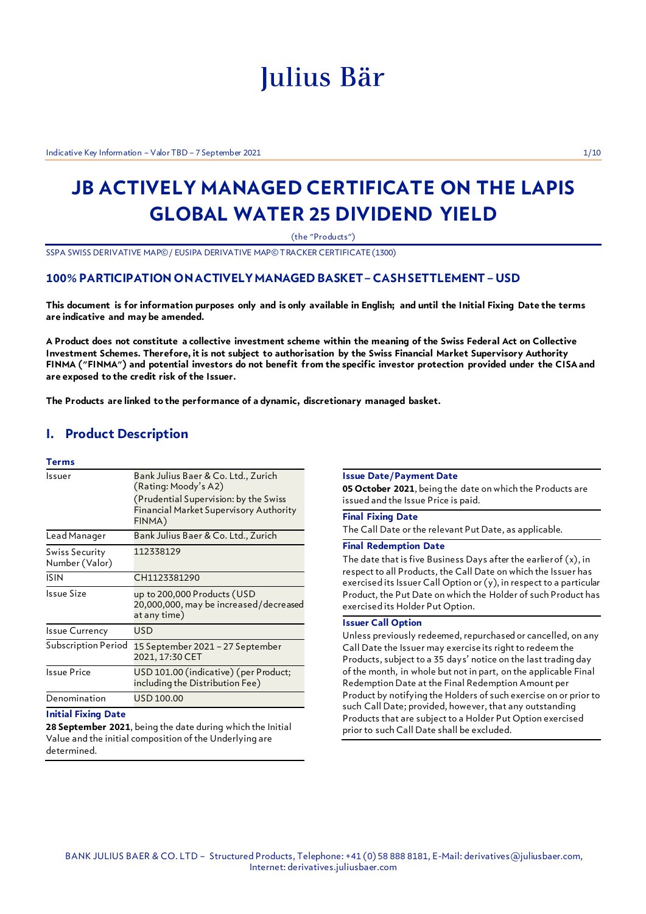Julius Bär

# JB ACTIVELY MANAGED CERTIFICATE ON THE LAPIS GLOBAL WATER 25 DIVIDEND YIELD

(the "Products")

SSPA SWISS DERIVATIVE MAP© / EUSIPA DERIVATIVE MAP© TRACKER CERTIFICATE (1300)

### 100% PARTICIPATION ON ACTIVELY MANAGED BASKET – CASH SETTLEMENT – USD

**This document is for information purposes only and is only available in English; and until the Initial Fixing Date the terms are indicative and may be amended.**

**A Product does not constitute a collective investment scheme within the meaning of the Swiss Federal Act on Collective Investment Schemes. Therefore, it is not subject to authorisation by the Swiss Financial Market Supervisory Authority FINMA ("FINMA") and potential investors do not benefit from the specific investor protection provided under the CISA and are exposed to the credit risk of the Issuer.**

**The Products are linked to the performance of a dynamic, discretionary managed basket.**

## I. Product Description

### Terms

| | |
|---|---|
| Issuer | Bank Julius Baer & Co. Ltd., Zurich (Rating: Moody's A2) (Prudential Supervision: by the Swiss Financial Market Supervisory Authority FINMA) |
| Lead Manager | Bank Julius Baer & Co. Ltd., Zurich |
| Swiss Security Number (Valor) | 112338129 |
| ISIN | CH1123381290 |
| Issue Size | up to 200,000 Products (USD 20,000,000, may be increased/decreased at any time) |
| Issue Currency | USD |
| Subscription Period | 15 September 2021 – 27 September 2021, 17:30 CET |
| Issue Price | USD 101.00 (indicative) (per Product; including the Distribution Fee) |
| Denomination | USD 100.00 |

**Initial Fixing Date**

**28 September 2021**, being the date during which the Initial Value and the initial composition of the Underlying are determined.

**Issue Date/Payment Date**

**05 October 2021**, being the date on which the Products are issued and the Issue Price is paid.

**Final Fixing Date**

The Call Date or the relevant Put Date, as applicable.

**Final Redemption Date**

The date that is five Business Days after the earlier of (x), in respect to all Products, the Call Date on which the Issuer has exercised its Issuer Call Option or (y), in respect to a particular Product, the Put Date on which the Holder of such Product has exercised its Holder Put Option.

**Issuer Call Option**

Unless previously redeemed, repurchased or cancelled, on any Call Date the Issuer may exercise its right to redeem the Products, subject to a 35 days' notice on the last trading day of the month, in whole but not in part, on the applicable Final Redemption Date at the Final Redemption Amount per Product by notifying the Holders of such exercise on or prior to such Call Date; provided, however, that any outstanding Products that are subject to a Holder Put Option exercised prior to such Call Date shall be excluded.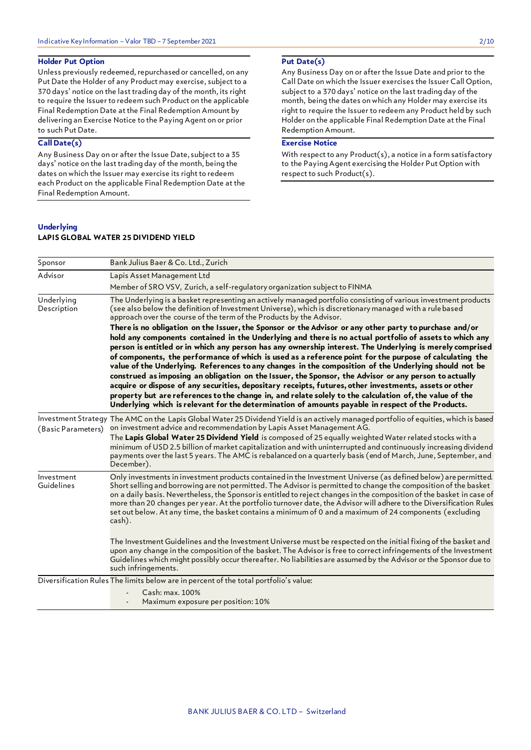### Holder Put Option

Unless previously redeemed, repurchased or cancelled, on any Put Date the Holder of any Product may exercise, subject to a 370 days' notice on the last trading day of the month, its right to require the Issuer to redeem such Product on the applicable Final Redemption Date at the Final Redemption Amount by delivering an Exercise Notice to the Paying Agent on or prior to such Put Date.

### Call Date(s)

Any Business Day on or after the Issue Date, subject to a 35 days' notice on the last trading day of the month, being the dates on which the Issuer may exercise its right to redeem each Product on the applicable Final Redemption Date at the Final Redemption Amount.

### Put Date(s)

Any Business Day on or after the Issue Date and prior to the Call Date on which the Issuer exercises the Issuer Call Option, subject to a 370 days' notice on the last trading day of the month, being the dates on which any Holder may exercise its right to require the Issuer to redeem any Product held by such Holder on the applicable Final Redemption Date at the Final Redemption Amount.

### Exercise Notice

With respect to any Product(s), a notice in a form satisfactory to the Paying Agent exercising the Holder Put Option with respect to such Product(s).

## Underlying

**LAPIS GLOBAL WATER 25 DIVIDEND YIELD**

| | |
|---|---|
| Sponsor | Bank Julius Baer & Co. Ltd., Zurich |
| Advisor | Lapis Asset Management Ltd<br>Member of SRO VSV, Zurich, a self-regulatory organization subject to FINMA |
| Underlying Description | The Underlying is a basket representing an actively managed portfolio consisting of various investment products (see also below the definition of Investment Universe), which is discretionary managed with a rule based approach over the course of the term of the Products by the Advisor.<br>**There is no obligation on the Issuer, the Sponsor or the Advisor or any other party to purchase and/or hold any components contained in the Underlying and there is no actual portfolio of assets to which any person is entitled or in which any person has any ownership interest. The Underlying is merely comprised of components, the performance of which is used as a reference point for the purpose of calculating the value of the Underlying. References to any changes in the composition of the Underlying should not be construed as imposing an obligation on the Issuer, the Sponsor, the Advisor or any person to actually acquire or dispose of any securities, depositary receipts, futures, other investments, assets or other property but are references to the change in, and relate solely to the calculation of, the value of the Underlying which is relevant for the determination of amounts payable in respect of the Products.** |
| Investment Strategy (Basic Parameters) | The AMC on the Lapis Global Water 25 Dividend Yield is an actively managed portfolio of equities, which is based on investment advice and recommendation by Lapis Asset Management AG.<br>The **Lapis Global Water 25 Dividend Yield** is composed of 25 equally weighted Water related stocks with a minimum of USD 2.5 billion of market capitalization and with uninterrupted and continuously increasing dividend payments over the last 5 years. The AMC is rebalanced on a quarterly basis (end of March, June, September, and December). |
| Investment Guidelines | Only investments in investment products contained in the Investment Universe (as defined below) are permitted. Short selling and borrowing are not permitted. The Advisor is permitted to change the composition of the basket on a daily basis. Nevertheless, the Sponsor is entitled to reject changes in the composition of the basket in case of more than 20 changes per year. At the portfolio turnover date, the Advisor will adhere to the Diversification Rules set out below. At any time, the basket contains a minimum of 0 and a maximum of 24 components (excluding cash).<br><br>The Investment Guidelines and the Investment Universe must be respected on the initial fixing of the basket and upon any change in the composition of the basket. The Advisor is free to correct infringements of the Investment Guidelines which might possibly occur thereafter. No liabilities are assumed by the Advisor or the Sponsor due to such infringements. |
| Diversification Rules | The limits below are in percent of the total portfolio's value:<br>- Cash: max. 100%<br>- Maximum exposure per position: 10% |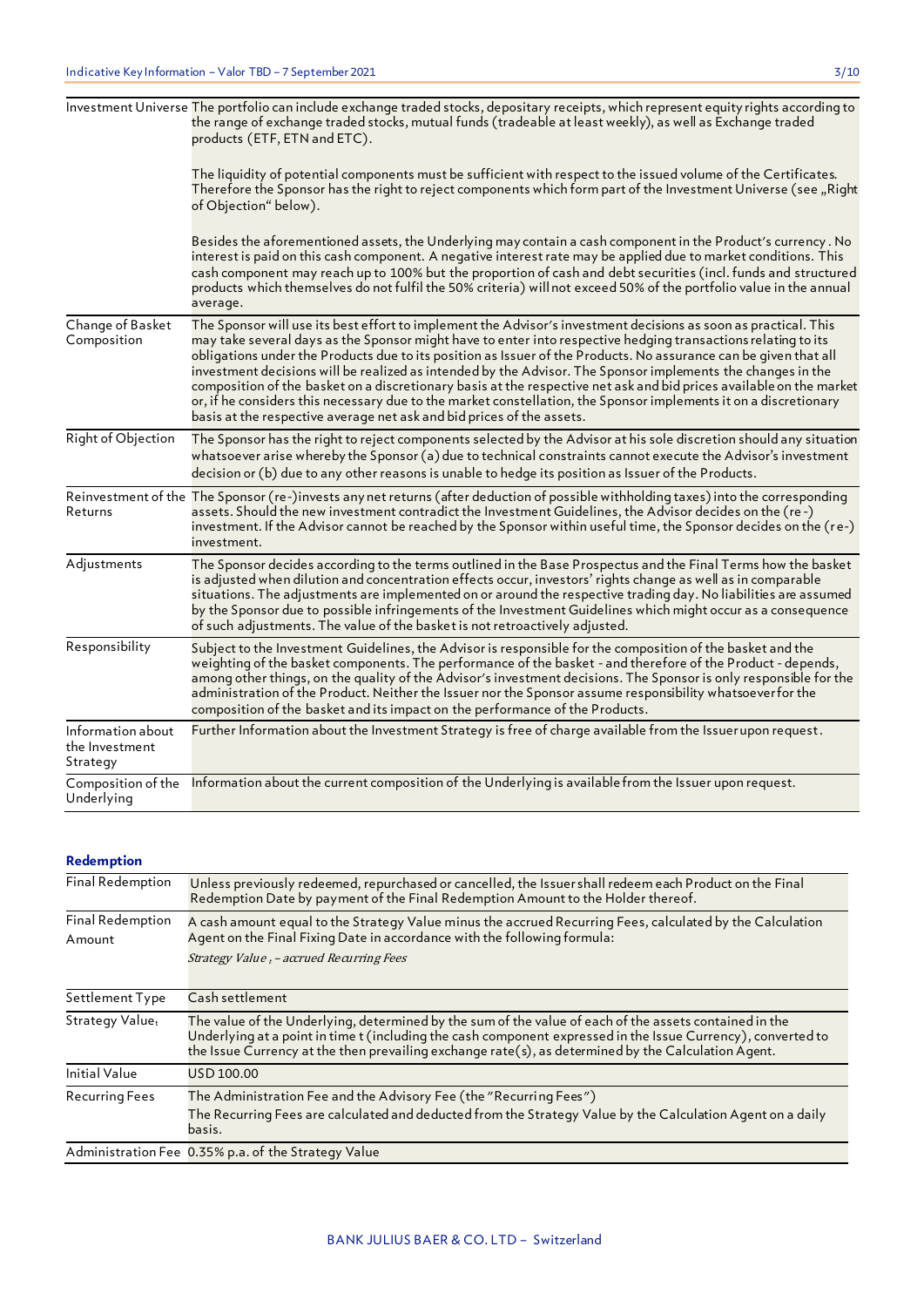| | |
|---|---|
| Investment Universe | The portfolio can include exchange traded stocks, depositary receipts, which represent equity rights according to the range of exchange traded stocks, mutual funds (tradeable at least weekly), as well as Exchange traded products (ETF, ETN and ETC).<br><br>The liquidity of potential components must be sufficient with respect to the issued volume of the Certificates. Therefore the Sponsor has the right to reject components which form part of the Investment Universe (see „Right of Objection" below).<br><br>Besides the aforementioned assets, the Underlying may contain a cash component in the Product's currency. No interest is paid on this cash component. A negative interest rate may be applied due to market conditions. This cash component may reach up to 100% but the proportion of cash and debt securities (incl. funds and structured products which themselves do not fulfil the 50% criteria) will not exceed 50% of the portfolio value in the annual average. |
| Change of Basket Composition | The Sponsor will use its best effort to implement the Advisor's investment decisions as soon as practical. This may take several days as the Sponsor might have to enter into respective hedging transactions relating to its obligations under the Products due to its position as Issuer of the Products. No assurance can be given that all investment decisions will be realized as intended by the Advisor. The Sponsor implements the changes in the composition of the basket on a discretionary basis at the respective net ask and bid prices available on the market or, if he considers this necessary due to the market constellation, the Sponsor implements it on a discretionary basis at the respective average net ask and bid prices of the assets. |
| Right of Objection | The Sponsor has the right to reject components selected by the Advisor at his sole discretion should any situation whatsoever arise whereby the Sponsor (a) due to technical constraints cannot execute the Advisor's investment decision or (b) due to any other reasons is unable to hedge its position as Issuer of the Products. |
| Reinvestment of the Returns | The Sponsor (re-)invests any net returns (after deduction of possible withholding taxes) into the corresponding assets. Should the new investment contradict the Investment Guidelines, the Advisor decides on the (re-) investment. If the Advisor cannot be reached by the Sponsor within useful time, the Sponsor decides on the (re-) investment. |
| Adjustments | The Sponsor decides according to the terms outlined in the Base Prospectus and the Final Terms how the basket is adjusted when dilution and concentration effects occur, investors' rights change as well as in comparable situations. The adjustments are implemented on or around the respective trading day. No liabilities are assumed by the Sponsor due to possible infringements of the Investment Guidelines which might occur as a consequence of such adjustments. The value of the basket is not retroactively adjusted. |
| Responsibility | Subject to the Investment Guidelines, the Advisor is responsible for the composition of the basket and the weighting of the basket components. The performance of the basket - and therefore of the Product - depends, among other things, on the quality of the Advisor's investment decisions. The Sponsor is only responsible for the administration of the Product. Neither the Issuer nor the Sponsor assume responsibility whatsoever for the composition of the basket and its impact on the performance of the Products. |
| Information about the Investment Strategy | Further Information about the Investment Strategy is free of charge available from the Issuer upon request. |
| Composition of the Underlying | Information about the current composition of the Underlying is available from the Issuer upon request. |

## Redemption

| | |
|---|---|
| Final Redemption | Unless previously redeemed, repurchased or cancelled, the Issuer shall redeem each Product on the Final Redemption Date by payment of the Final Redemption Amount to the Holder thereof. |
| Final Redemption Amount | A cash amount equal to the Strategy Value minus the accrued Recurring Fees, calculated by the Calculation Agent on the Final Fixing Date in accordance with the following formula:<br>*Strategy Value $_t$ – accrued Recurring Fees* |
| Settlement Type | Cash settlement |
| Strategy Value$_t$ | The value of the Underlying, determined by the sum of the value of each of the assets contained in the Underlying at a point in time t (including the cash component expressed in the Issue Currency), converted to the Issue Currency at the then prevailing exchange rate(s), as determined by the Calculation Agent. |
| Initial Value | USD 100.00 |
| Recurring Fees | The Administration Fee and the Advisory Fee (the "Recurring Fees")<br>The Recurring Fees are calculated and deducted from the Strategy Value by the Calculation Agent on a daily basis. |
| Administration Fee | 0.35% p.a. of the Strategy Value |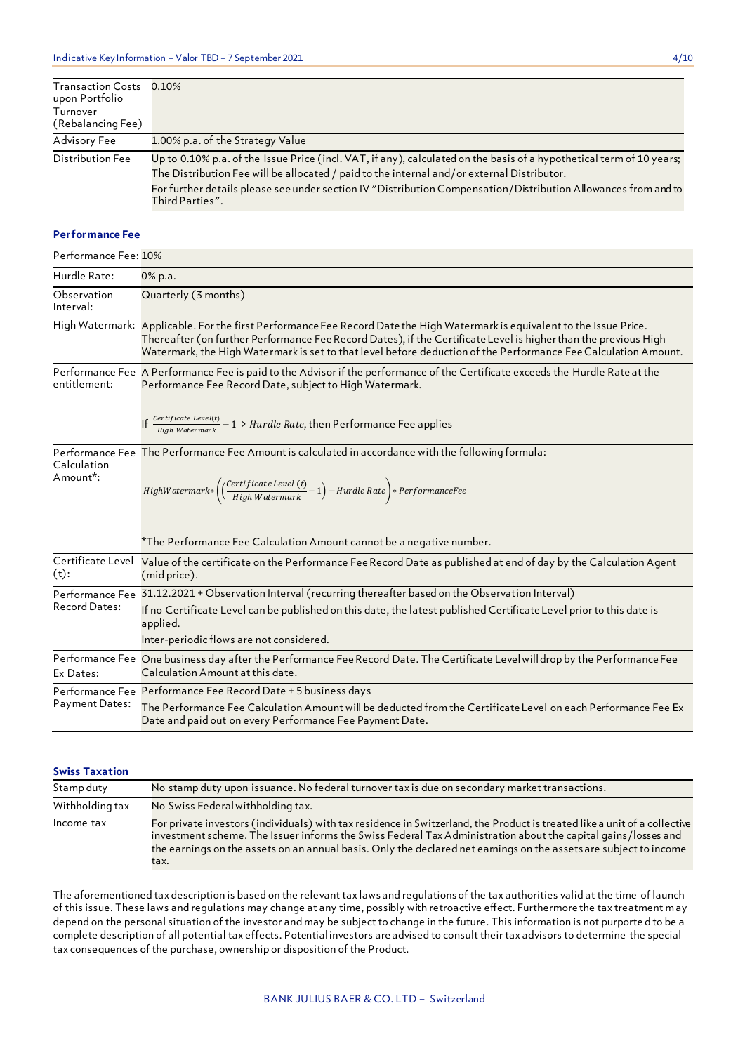| | |
|---|---|
| Transaction Costs upon Portfolio Turnover (Rebalancing Fee) | 0.10% |
| Advisory Fee | 1.00% p.a. of the Strategy Value |
| Distribution Fee | Up to 0.10% p.a. of the Issue Price (incl. VAT, if any), calculated on the basis of a hypothetical term of 10 years; The Distribution Fee will be allocated / paid to the internal and/or external Distributor. For further details please see under section IV "Distribution Compensation/Distribution Allowances from and to Third Parties". |

### Performance Fee

| | |
|---|---|
| Performance Fee: | 10% |
| Hurdle Rate: | 0% p.a. |
| Observation Interval: | Quarterly (3 months) |
| High Watermark: | Applicable. For the first Performance Fee Record Date the High Watermark is equivalent to the Issue Price. Thereafter (on further Performance Fee Record Dates), if the Certificate Level is higher than the previous High Watermark, the High Watermark is set to that level before deduction of the Performance Fee Calculation Amount. |
| Performance Fee entitlement: | A Performance Fee is paid to the Advisor if the performance of the Certificate exceeds the Hurdle Rate at the Performance Fee Record Date, subject to High Watermark. If $\frac{Certificate\ Level(t)}{High\ Watermark} - 1 > Hurdle\ Rate$, then Performance Fee applies |
| Performance Fee Calculation Amount*: | The Performance Fee Amount is calculated in accordance with the following formula: $HighWatermark * \left(\left(\frac{Certificate\ Level\ (t)}{High\ Watermark} - 1\right) - Hurdle\ Rate\right) * PerformanceFee$ *The Performance Fee Calculation Amount cannot be a negative number. |
| Certificate Level (t): | Value of the certificate on the Performance Fee Record Date as published at end of day by the Calculation Agent (mid price). |
| Performance Fee Record Dates: | 31.12.2021 + Observation Interval (recurring thereafter based on the Observation Interval) If no Certificate Level can be published on this date, the latest published Certificate Level prior to this date is applied. Inter-periodic flows are not considered. |
| Performance Fee Ex Dates: | One business day after the Performance Fee Record Date. The Certificate Level will drop by the Performance Fee Calculation Amount at this date. |
| Performance Fee Payment Dates: | Performance Fee Record Date + 5 business days The Performance Fee Calculation Amount will be deducted from the Certificate Level on each Performance Fee Ex Date and paid out on every Performance Fee Payment Date. |

### Swiss Taxation

| | |
|---|---|
| Stamp duty | No stamp duty upon issuance. No federal turnover tax is due on secondary market transactions. |
| Withholding tax | No Swiss Federal withholding tax. |
| Income tax | For private investors (individuals) with tax residence in Switzerland, the Product is treated like a unit of a collective investment scheme. The Issuer informs the Swiss Federal Tax Administration about the capital gains/losses and the earnings on the assets on an annual basis. Only the declared net earnings on the assets are subject to income tax. |

The aforementioned tax description is based on the relevant tax laws and regulations of the tax authorities valid at the time of launch of this issue. These laws and regulations may change at any time, possibly with retroactive effect. Furthermore the tax treatment may depend on the personal situation of the investor and may be subject to change in the future. This information is not purported to be a complete description of all potential tax effects. Potential investors are advised to consult their tax advisors to determine the special tax consequences of the purchase, ownership or disposition of the Product.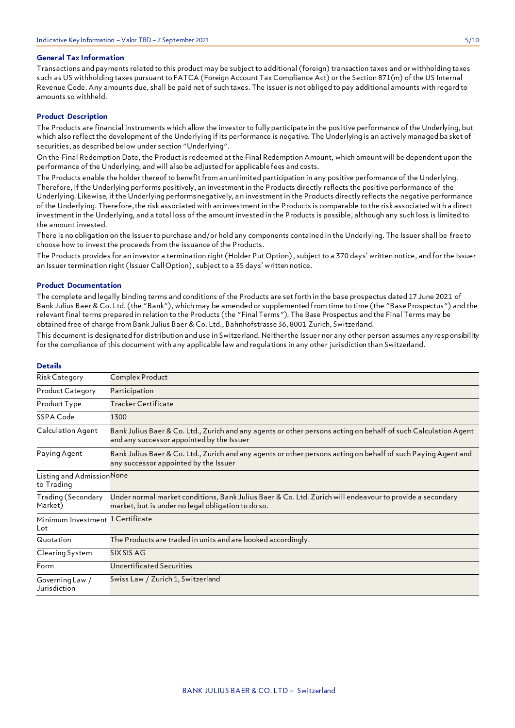### General Tax Information

Transactions and payments related to this product may be subject to additional (foreign) transaction taxes and or withholding taxes such as US withholding taxes pursuant to FATCA (Foreign Account Tax Compliance Act) or the Section 871(m) of the US Internal Revenue Code. Any amounts due, shall be paid net of such taxes. The issuer is not obliged to pay additional amounts with regard to amounts so withheld.

### Product Description

The Products are financial instruments which allow the investor to fully participate in the positive performance of the Underlying, but which also reflect the development of the Underlying if its performance is negative. The Underlying is an actively managed basket of securities, as described below under section "Underlying".

On the Final Redemption Date, the Product is redeemed at the Final Redemption Amount, which amount will be dependent upon the performance of the Underlying, and will also be adjusted for applicable fees and costs.

The Products enable the holder thereof to benefit from an unlimited participation in any positive performance of the Underlying. Therefore, if the Underlying performs positively, an investment in the Products directly reflects the positive performance of the Underlying. Likewise, if the Underlying performs negatively, an investment in the Products directly reflects the negative performance of the Underlying. Therefore, the risk associated with an investment in the Products is comparable to the risk associated with a direct investment in the Underlying, and a total loss of the amount invested in the Products is possible, although any such loss is limited to the amount invested.

There is no obligation on the Issuer to purchase and/or hold any components contained in the Underlying. The Issuer shall be free to choose how to invest the proceeds from the issuance of the Products.

The Products provides for an investor a termination right (Holder Put Option), subject to a 370 days' written notice, and for the Issuer an Issuer termination right (Issuer Call Option), subject to a 35 days' written notice.

### Product Documentation

The complete and legally binding terms and conditions of the Products are set forth in the base prospectus dated 17 June 2021 of Bank Julius Baer & Co. Ltd. (the "Bank"), which may be amended or supplemented from time to time (the "Base Prospectus") and the relevant final terms prepared in relation to the Products (the "Final Terms"). The Base Prospectus and the Final Terms may be obtained free of charge from Bank Julius Baer & Co. Ltd., Bahnhofstrasse 36, 8001 Zurich, Switzerland.

This document is designated for distribution and use in Switzerland. Neither the Issuer nor any other person assumes any responsibility for the compliance of this document with any applicable law and regulations in any other jurisdiction than Switzerland.

### Details

| | |
|---|---|
| Risk Category | Complex Product |
| Product Category | Participation |
| Product Type | Tracker Certificate |
| SSPA Code | 1300 |
| Calculation Agent | Bank Julius Baer & Co. Ltd., Zurich and any agents or other persons acting on behalf of such Calculation Agent and any successor appointed by the Issuer |
| Paying Agent | Bank Julius Baer & Co. Ltd., Zurich and any agents or other persons acting on behalf of such Paying Agent and any successor appointed by the Issuer |
| Listing and Admission to Trading | None |
| Trading (Secondary Market) | Under normal market conditions, Bank Julius Baer & Co. Ltd. Zurich will endeavour to provide a secondary market, but is under no legal obligation to do so. |
| Minimum Investment Lot | 1 Certificate |
| Quotation | The Products are traded in units and are booked accordingly. |
| Clearing System | SIX SIS AG |
| Form | Uncertificated Securities |
| Governing Law / Jurisdiction | Swiss Law / Zurich 1, Switzerland |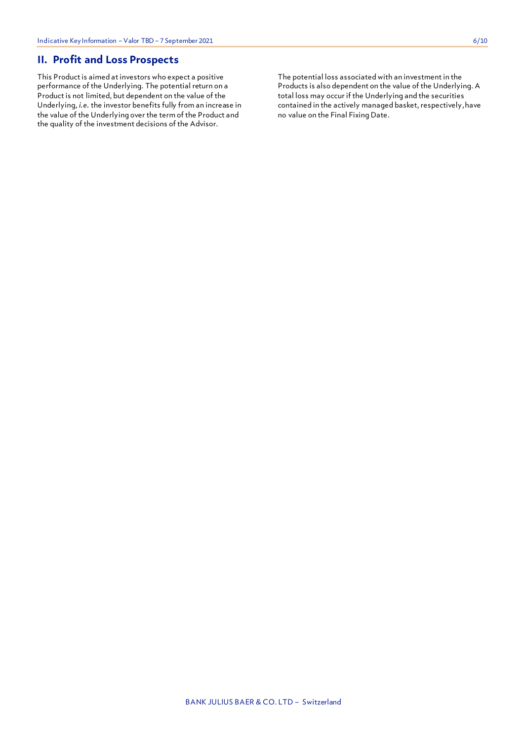## II. Profit and Loss Prospects

This Product is aimed at investors who expect a positive performance of the Underlying. The potential return on a Product is not limited, but dependent on the value of the Underlying, *i.e.* the investor benefits fully from an increase in the value of the Underlying over the term of the Product and the quality of the investment decisions of the Advisor.

The potential loss associated with an investment in the Products is also dependent on the value of the Underlying. A total loss may occur if the Underlying and the securities contained in the actively managed basket, respectively, have no value on the Final Fixing Date.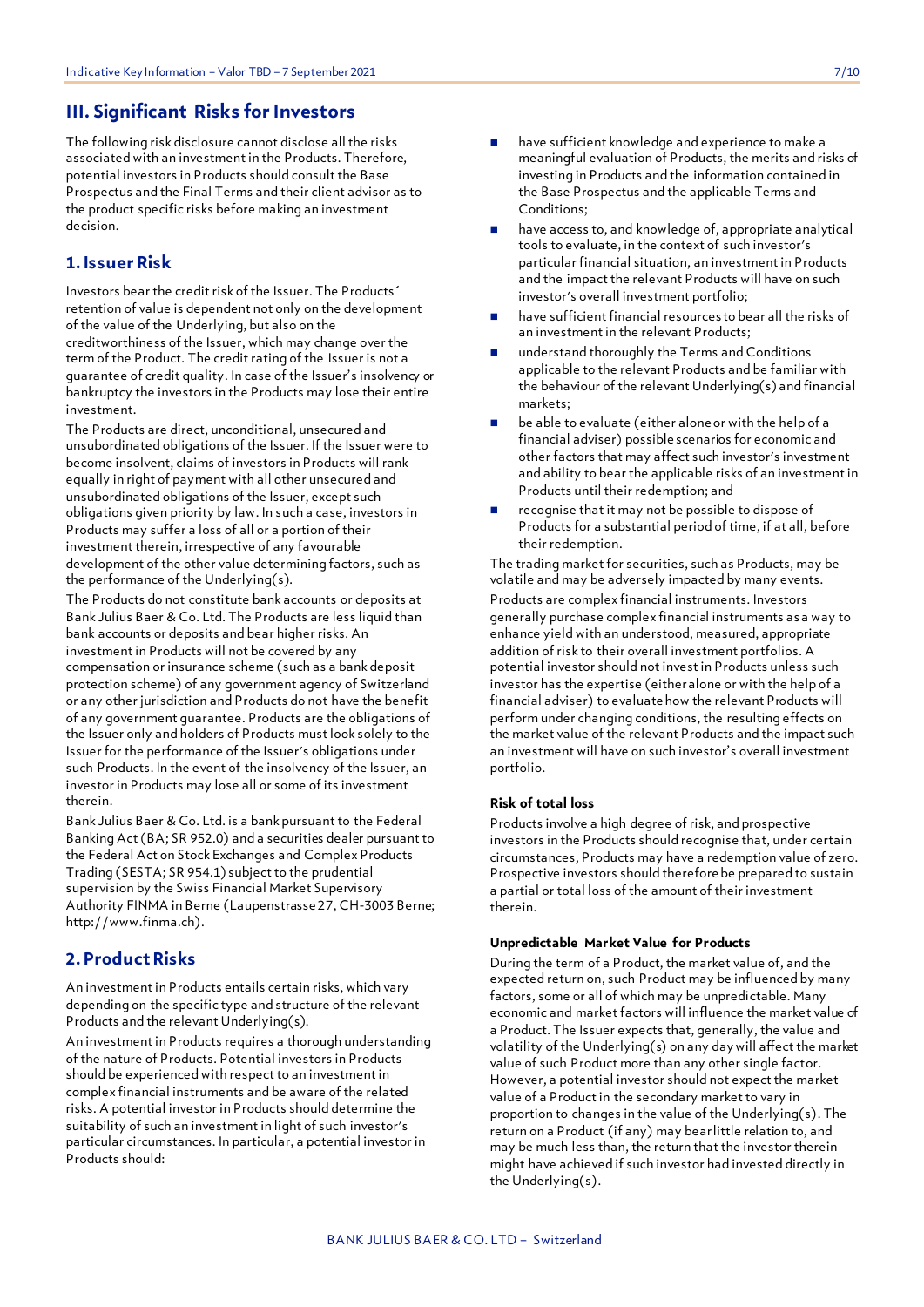## III. Significant Risks for Investors

The following risk disclosure cannot disclose all the risks associated with an investment in the Products. Therefore, potential investors in Products should consult the Base Prospectus and the Final Terms and their client advisor as to the product specific risks before making an investment decision.

### 1. Issuer Risk

Investors bear the credit risk of the Issuer. The Products´ retention of value is dependent not only on the development of the value of the Underlying, but also on the creditworthiness of the Issuer, which may change over the term of the Product. The credit rating of the Issuer is not a guarantee of credit quality. In case of the Issuer's insolvency or bankruptcy the investors in the Products may lose their entire investment.

The Products are direct, unconditional, unsecured and unsubordinated obligations of the Issuer. If the Issuer were to become insolvent, claims of investors in Products will rank equally in right of payment with all other unsecured and unsubordinated obligations of the Issuer, except such obligations given priority by law. In such a case, investors in Products may suffer a loss of all or a portion of their investment therein, irrespective of any favourable development of the other value determining factors, such as the performance of the Underlying(s).

The Products do not constitute bank accounts or deposits at Bank Julius Baer & Co. Ltd. The Products are less liquid than bank accounts or deposits and bear higher risks. An investment in Products will not be covered by any compensation or insurance scheme (such as a bank deposit protection scheme) of any government agency of Switzerland or any other jurisdiction and Products do not have the benefit of any government guarantee. Products are the obligations of the Issuer only and holders of Products must look solely to the Issuer for the performance of the Issuer's obligations under such Products. In the event of the insolvency of the Issuer, an investor in Products may lose all or some of its investment therein.

Bank Julius Baer & Co. Ltd. is a bank pursuant to the Federal Banking Act (BA; SR 952.0) and a securities dealer pursuant to the Federal Act on Stock Exchanges and Complex Products Trading (SESTA; SR 954.1) subject to the prudential supervision by the Swiss Financial Market Supervisory Authority FINMA in Berne (Laupenstrasse 27, CH-3003 Berne; http://www.finma.ch).

### 2. Product Risks

An investment in Products entails certain risks, which vary depending on the specific type and structure of the relevant Products and the relevant Underlying(s).

An investment in Products requires a thorough understanding of the nature of Products. Potential investors in Products should be experienced with respect to an investment in complex financial instruments and be aware of the related risks. A potential investor in Products should determine the suitability of such an investment in light of such investor's particular circumstances. In particular, a potential investor in Products should:

- have sufficient knowledge and experience to make a meaningful evaluation of Products, the merits and risks of investing in Products and the information contained in the Base Prospectus and the applicable Terms and Conditions;
- have access to, and knowledge of, appropriate analytical tools to evaluate, in the context of such investor's particular financial situation, an investment in Products and the impact the relevant Products will have on such investor's overall investment portfolio;
- have sufficient financial resources to bear all the risks of an investment in the relevant Products;
- understand thoroughly the Terms and Conditions applicable to the relevant Products and be familiar with the behaviour of the relevant Underlying(s) and financial markets;
- be able to evaluate (either alone or with the help of a financial adviser) possible scenarios for economic and other factors that may affect such investor's investment and ability to bear the applicable risks of an investment in Products until their redemption; and
- recognise that it may not be possible to dispose of Products for a substantial period of time, if at all, before their redemption.

The trading market for securities, such as Products, may be volatile and may be adversely impacted by many events.

Products are complex financial instruments. Investors generally purchase complex financial instruments as a way to enhance yield with an understood, measured, appropriate addition of risk to their overall investment portfolios. A potential investor should not invest in Products unless such investor has the expertise (either alone or with the help of a financial adviser) to evaluate how the relevant Products will perform under changing conditions, the resulting effects on the market value of the relevant Products and the impact such an investment will have on such investor's overall investment portfolio.

#### Risk of total loss

Products involve a high degree of risk, and prospective investors in the Products should recognise that, under certain circumstances, Products may have a redemption value of zero. Prospective investors should therefore be prepared to sustain a partial or total loss of the amount of their investment therein.

#### Unpredictable Market Value for Products

During the term of a Product, the market value of, and the expected return on, such Product may be influenced by many factors, some or all of which may be unpredictable. Many economic and market factors will influence the market value of a Product. The Issuer expects that, generally, the value and volatility of the Underlying(s) on any day will affect the market value of such Product more than any other single factor. However, a potential investor should not expect the market value of a Product in the secondary market to vary in proportion to changes in the value of the Underlying(s). The return on a Product (if any) may bear little relation to, and may be much less than, the return that the investor therein might have achieved if such investor had invested directly in the Underlying(s).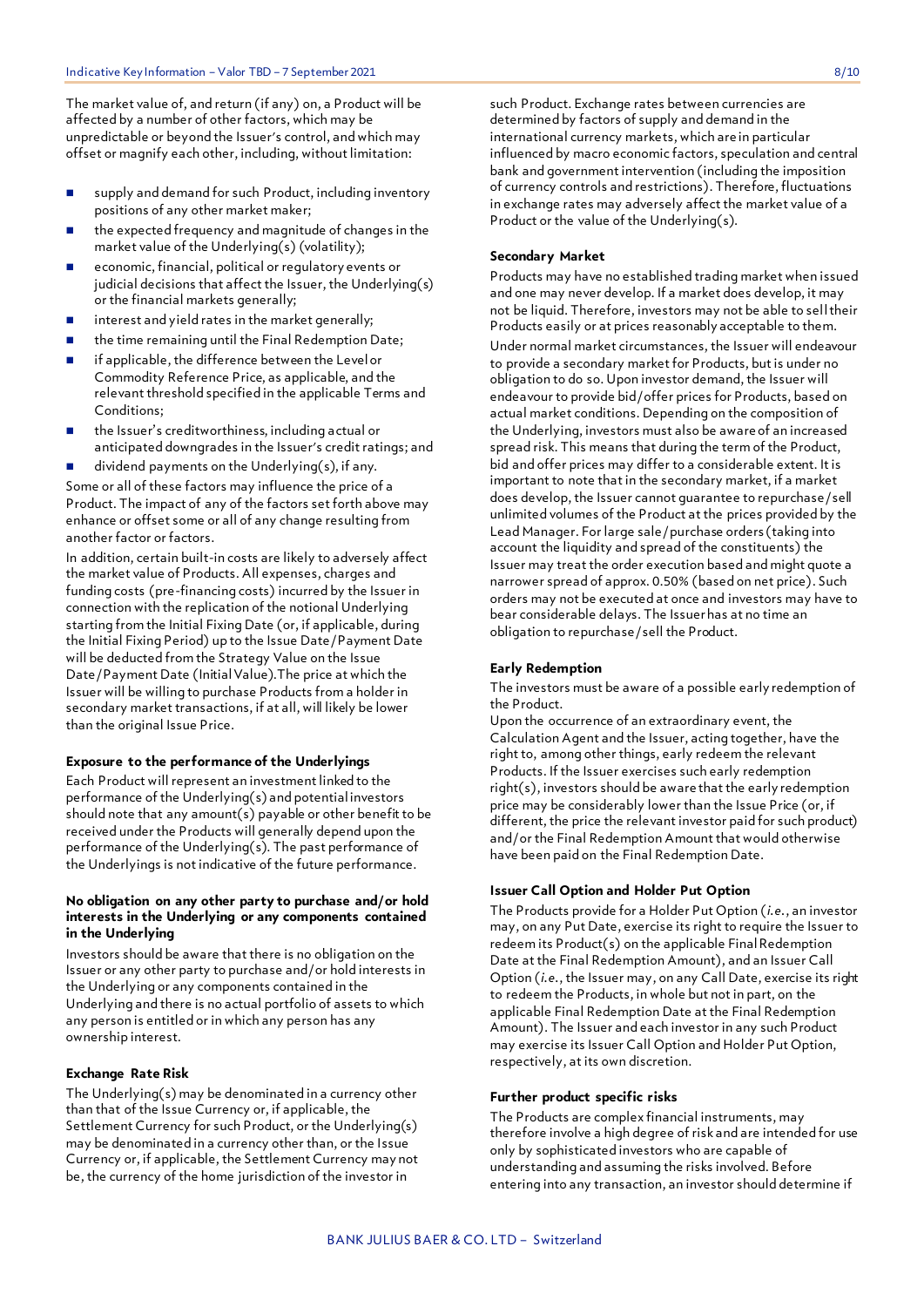The market value of, and return (if any) on, a Product will be affected by a number of other factors, which may be unpredictable or beyond the Issuer's control, and which may offset or magnify each other, including, without limitation:

- supply and demand for such Product, including inventory positions of any other market maker;
- the expected frequency and magnitude of changes in the market value of the Underlying(s) (volatility);
- economic, financial, political or regulatory events or judicial decisions that affect the Issuer, the Underlying(s) or the financial markets generally;
- interest and yield rates in the market generally;
- the time remaining until the Final Redemption Date;
- if applicable, the difference between the Level or Commodity Reference Price, as applicable, and the relevant threshold specified in the applicable Terms and Conditions;
- the Issuer's creditworthiness, including actual or anticipated downgrades in the Issuer's credit ratings; and
- dividend payments on the Underlying(s), if any.

Some or all of these factors may influence the price of a Product. The impact of any of the factors set forth above may enhance or offset some or all of any change resulting from another factor or factors.

In addition, certain built-in costs are likely to adversely affect the market value of Products. All expenses, charges and funding costs (pre-financing costs) incurred by the Issuer in connection with the replication of the notional Underlying starting from the Initial Fixing Date (or, if applicable, during the Initial Fixing Period) up to the Issue Date/Payment Date will be deducted from the Strategy Value on the Issue Date/Payment Date (Initial Value).The price at which the Issuer will be willing to purchase Products from a holder in secondary market transactions, if at all, will likely be lower than the original Issue Price.

### Exposure to the performance of the Underlyings

Each Product will represent an investment linked to the performance of the Underlying(s) and potential investors should note that any amount(s) payable or other benefit to be received under the Products will generally depend upon the performance of the Underlying(s). The past performance of the Underlyings is not indicative of the future performance.

### No obligation on any other party to purchase and/or hold interests in the Underlying or any components contained in the Underlying

Investors should be aware that there is no obligation on the Issuer or any other party to purchase and/or hold interests in the Underlying or any components contained in the Underlying and there is no actual portfolio of assets to which any person is entitled or in which any person has any ownership interest.

### Exchange Rate Risk

The Underlying(s) may be denominated in a currency other than that of the Issue Currency or, if applicable, the Settlement Currency for such Product, or the Underlying(s) may be denominated in a currency other than, or the Issue Currency or, if applicable, the Settlement Currency may not be, the currency of the home jurisdiction of the investor in such Product. Exchange rates between currencies are determined by factors of supply and demand in the international currency markets, which are in particular influenced by macro economic factors, speculation and central bank and government intervention (including the imposition of currency controls and restrictions). Therefore, fluctuations in exchange rates may adversely affect the market value of a Product or the value of the Underlying(s).

### Secondary Market

Products may have no established trading market when issued and one may never develop. If a market does develop, it may not be liquid. Therefore, investors may not be able to sell their Products easily or at prices reasonably acceptable to them.

Under normal market circumstances, the Issuer will endeavour to provide a secondary market for Products, but is under no obligation to do so. Upon investor demand, the Issuer will endeavour to provide bid/offer prices for Products, based on actual market conditions. Depending on the composition of the Underlying, investors must also be aware of an increased spread risk. This means that during the term of the Product, bid and offer prices may differ to a considerable extent. It is important to note that in the secondary market, if a market does develop, the Issuer cannot guarantee to repurchase/sell unlimited volumes of the Product at the prices provided by the Lead Manager. For large sale/purchase orders (taking into account the liquidity and spread of the constituents) the Issuer may treat the order execution based and might quote a narrower spread of approx. 0.50% (based on net price). Such orders may not be executed at once and investors may have to bear considerable delays. The Issuer has at no time an obligation to repurchase/sell the Product.

### Early Redemption

The investors must be aware of a possible early redemption of the Product.

Upon the occurrence of an extraordinary event, the Calculation Agent and the Issuer, acting together, have the right to, among other things, early redeem the relevant Products. If the Issuer exercises such early redemption right(s), investors should be aware that the early redemption price may be considerably lower than the Issue Price (or, if different, the price the relevant investor paid for such product) and/or the Final Redemption Amount that would otherwise have been paid on the Final Redemption Date.

### Issuer Call Option and Holder Put Option

The Products provide for a Holder Put Option (*i.e.*, an investor may, on any Put Date, exercise its right to require the Issuer to redeem its Product(s) on the applicable Final Redemption Date at the Final Redemption Amount), and an Issuer Call Option (*i.e.*, the Issuer may, on any Call Date, exercise its right to redeem the Products, in whole but not in part, on the applicable Final Redemption Date at the Final Redemption Amount). The Issuer and each investor in any such Product may exercise its Issuer Call Option and Holder Put Option, respectively, at its own discretion.

### Further product specific risks

The Products are complex financial instruments, may therefore involve a high degree of risk and are intended for use only by sophisticated investors who are capable of understanding and assuming the risks involved. Before entering into any transaction, an investor should determine if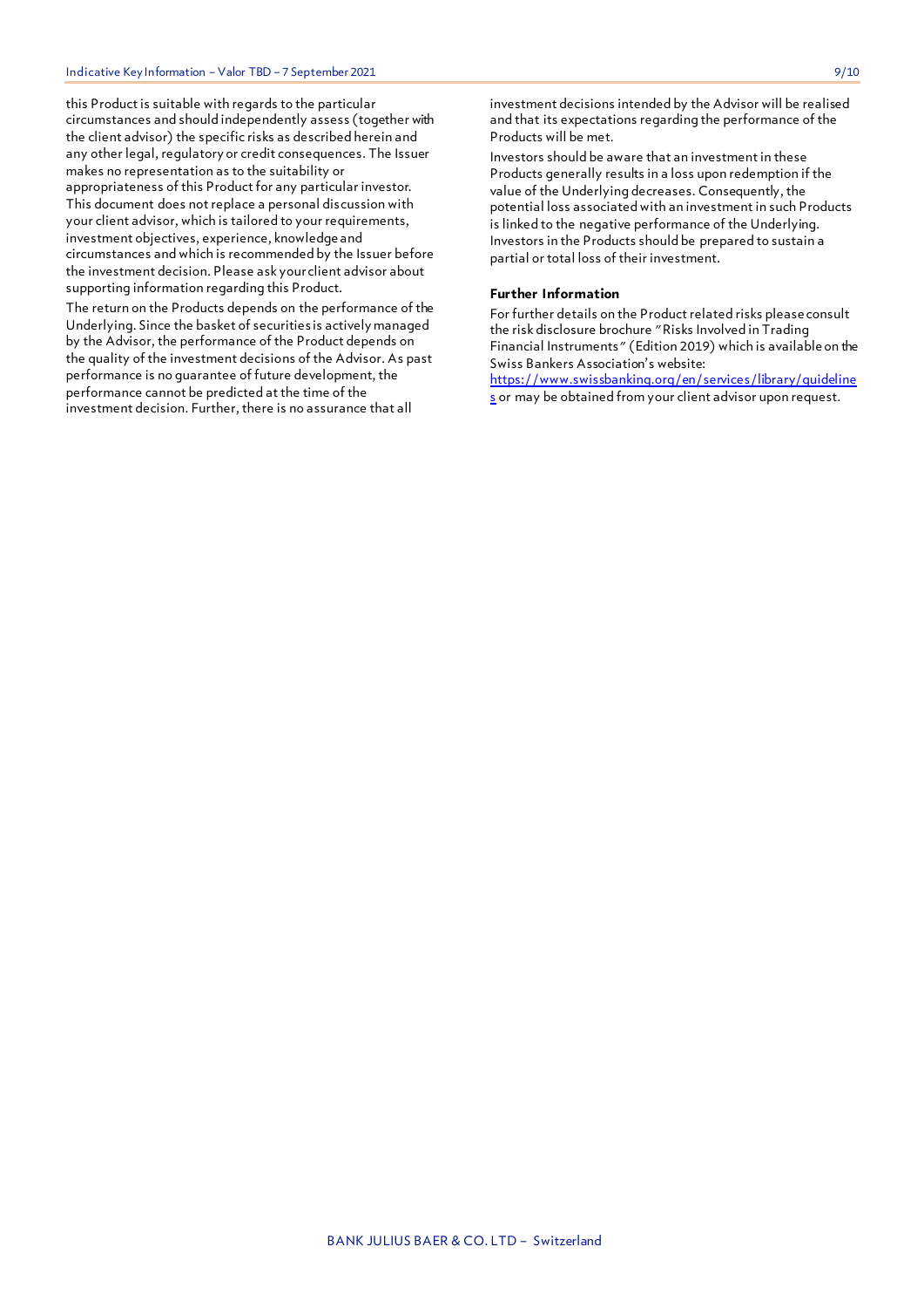this Product is suitable with regards to the particular circumstances and should independently assess (together with the client advisor) the specific risks as described herein and any other legal, regulatory or credit consequences. The Issuer makes no representation as to the suitability or appropriateness of this Product for any particular investor. This document does not replace a personal discussion with your client advisor, which is tailored to your requirements, investment objectives, experience, knowledge and circumstances and which is recommended by the Issuer before the investment decision. Please ask your client advisor about supporting information regarding this Product.

The return on the Products depends on the performance of the Underlying. Since the basket of securities is actively managed by the Advisor, the performance of the Product depends on the quality of the investment decisions of the Advisor. As past performance is no guarantee of future development, the performance cannot be predicted at the time of the investment decision. Further, there is no assurance that all investment decisions intended by the Advisor will be realised and that its expectations regarding the performance of the Products will be met.

Investors should be aware that an investment in these Products generally results in a loss upon redemption if the value of the Underlying decreases. Consequently, the potential loss associated with an investment in such Products is linked to the negative performance of the Underlying. Investors in the Products should be prepared to sustain a partial or total loss of their investment.

**Further Information**

For further details on the Product related risks please consult the risk disclosure brochure "Risks Involved in Trading Financial Instruments" (Edition 2019) which is available on the Swiss Bankers Association's website: [https://www.swissbanking.org/en/services/library/guidelines](https://www.swissbanking.org/en/services/library/guidelines) or may be obtained from your client advisor upon request.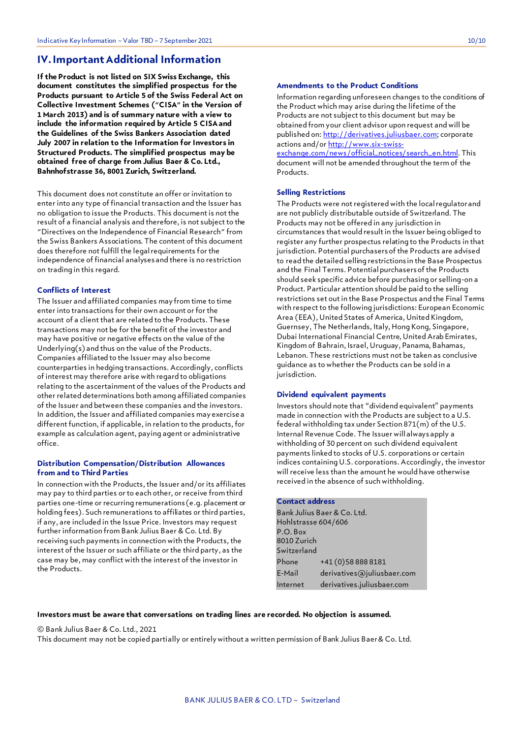## IV. Important Additional Information

**If the Product is not listed on SIX Swiss Exchange, this document constitutes the simplified prospectus for the Products pursuant to Article 5 of the Swiss Federal Act on Collective Investment Schemes ("CISA" in the Version of 1 March 2013) and is of summary nature with a view to include the information required by Article 5 CISA and the Guidelines of the Swiss Bankers Association dated July 2007 in relation to the Information for Investors in Structured Products. The simplified prospectus may be obtained free of charge from Julius Baer & Co. Ltd., Bahnhofstrasse 36, 8001 Zurich, Switzerland.**

This document does not constitute an offer or invitation to enter into any type of financial transaction and the Issuer has no obligation to issue the Products. This document is not the result of a financial analysis and therefore, is not subject to the "Directives on the Independence of Financial Research" from the Swiss Bankers Associations. The content of this document does therefore not fulfill the legal requirements for the independence of financial analyses and there is no restriction on trading in this regard.

### Conflicts of Interest

The Issuer and affiliated companies may from time to time enter into transactions for their own account or for the account of a client that are related to the Products. These transactions may not be for the benefit of the investor and may have positive or negative effects on the value of the Underlying(s) and thus on the value of the Products. Companies affiliated to the Issuer may also become counterparties in hedging transactions. Accordingly, conflicts of interest may therefore arise with regard to obligations relating to the ascertainment of the values of the Products and other related determinations both among affiliated companies of the Issuer and between these companies and the investors. In addition, the Issuer and affiliated companies may exercise a different function, if applicable, in relation to the products, for example as calculation agent, paying agent or administrative office.

### Distribution Compensation/Distribution Allowances from and to Third Parties

In connection with the Products, the Issuer and/or its affiliates may pay to third parties or to each other, or receive from third parties one-time or recurring remunerations (e.g. placement or holding fees). Such remunerations to affiliates or third parties, if any, are included in the Issue Price. Investors may request further information from Bank Julius Baer & Co. Ltd. By receiving such payments in connection with the Products, the interest of the Issuer or such affiliate or the third party, as the case may be, may conflict with the interest of the investor in the Products.

### Amendments to the Product Conditions

Information regarding unforeseen changes to the conditions of the Product which may arise during the lifetime of the Products are not subject to this document but may be obtained from your client advisor upon request and will be published on: http://derivatives.juliusbaer.com; corporate actions and/or http://www.six-swiss-exchange.com/news/official_notices/search_en.html. This document will not be amended throughout the term of the Products.

### Selling Restrictions

The Products were not registered with the local regulator and are not publicly distributable outside of Switzerland. The Products may not be offered in any jurisdiction in circumstances that would result in the Issuer being obliged to register any further prospectus relating to the Products in that jurisdiction. Potential purchasers of the Products are advised to read the detailed selling restrictions in the Base Prospectus and the Final Terms. Potential purchasers of the Products should seek specific advice before purchasing or selling-on a Product. Particular attention should be paid to the selling restrictions set out in the Base Prospectus and the Final Terms with respect to the following jurisdictions: European Economic Area (EEA), United States of America, United Kingdom, Guernsey, The Netherlands, Italy, Hong Kong, Singapore, Dubai International Financial Centre, United Arab Emirates, Kingdom of Bahrain, Israel, Uruguay, Panama, Bahamas, Lebanon. These restrictions must not be taken as conclusive guidance as to whether the Products can be sold in a jurisdiction.

### Dividend equivalent payments

Investors should note that "dividend equivalent" payments made in connection with the Products are subject to a U.S. federal withholding tax under Section 871(m) of the U.S. Internal Revenue Code. The Issuer will always apply a withholding of 30 percent on such dividend equivalent payments linked to stocks of U.S. corporations or certain indices containing U.S. corporations. Accordingly, the investor will receive less than the amount he would have otherwise received in the absence of such withholding.

### Contact address

Bank Julius Baer & Co. Ltd.
Hohlstrasse 604/606
P.O. Box
8010 Zurich
Switzerland

| | |
|---|---|
| Phone | +41 (0)58 888 8181 |
| E-Mail | derivatives@juliusbaer.com |
| Internet | derivatives.juliusbaer.com |

**Investors must be aware that conversations on trading lines are recorded. No objection is assumed.**

© Bank Julius Baer & Co. Ltd., 2021
This document may not be copied partially or entirely without a written permission of Bank Julius Baer & Co. Ltd.